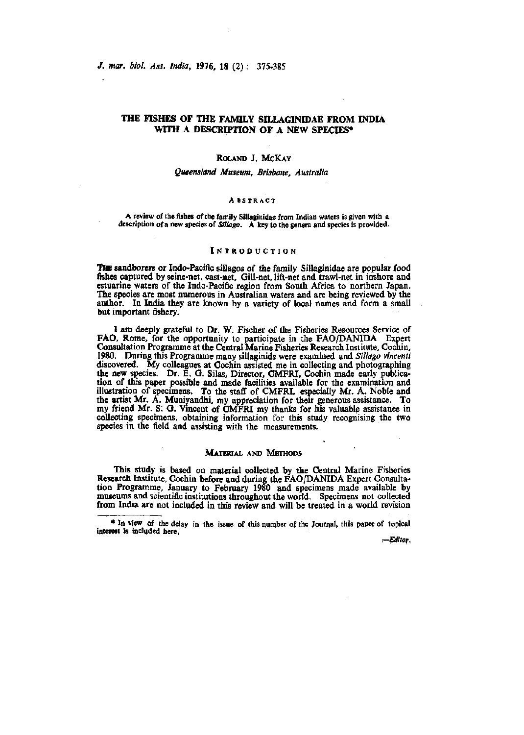# THE FISHES OF THE FAMILY SILLAGINIDAE FROM INDIA WITH A DESCRIPTION OF A NEW SPECIES*

ROLAND J. MCKAY

*Queensland Museum, Brisbane, Australia*

## ABSTRACT

A review of the fishes of the family Sillaginidae from Indian waters is given with a description of a new species of *Sillago*. A key to the genera and species is provided.

## INTRODUCTION

THE sandborers or Indo-Pacific sillagos of the family Sillaginidae are popular food fishes captured by seine-net, cast-net, Gill-net, lift-net and trawl-net in inshore and estuarine waters of the Indo-Pacific region from South Africa to northern Japan. The species are most numerous in Australian waters and are being reviewed by the author. In India they are known by a variety of local names and form a small but important fishery.

I am deeply grateful to Dr. W. Fischer of the Fisheries Resources Service of FAO, Rome, for the opportunity to participate in the FAO/DANIDA Expert Consultation Programme at the Central Marine Fisheries Research Institute, Cochin, 1980. During this Programme many sillaginids were examined and *Sillago vincenti* discovered. My colleagues at Cochin assisted me in collecting and photographing the new species. Dr. E. G. Silas, Director, CMFRI, Cochin made early publication of this paper possible and made facilities available for the examination and illustration of specimens. To the staff of CMFRI, especially Mr. A. Noble and the artist Mr. A. Muniyandhi, my appreciation for their generous assistance. To my friend Mr. S. G. Vincent of CMFRI my thanks for his valuable assistance in collecting specimens, obtaining information for this study recognising the two species in the field and assisting with the measurements.

## MATERIAL AND METHODS

This study is based on material collected by the Central Marine Fisheries Research Institute, Cochin before and during the FAO/DANIDA Expert Consultation Programme, January to February 1980 and specimens made available by museums and scientific institutions throughout the world. Specimens not collected from India are not included in this review and will be treated in a world revision

\* In view of the delay in the issue of this number of the Journal, this paper of topical interest is included here.

—*Editor*.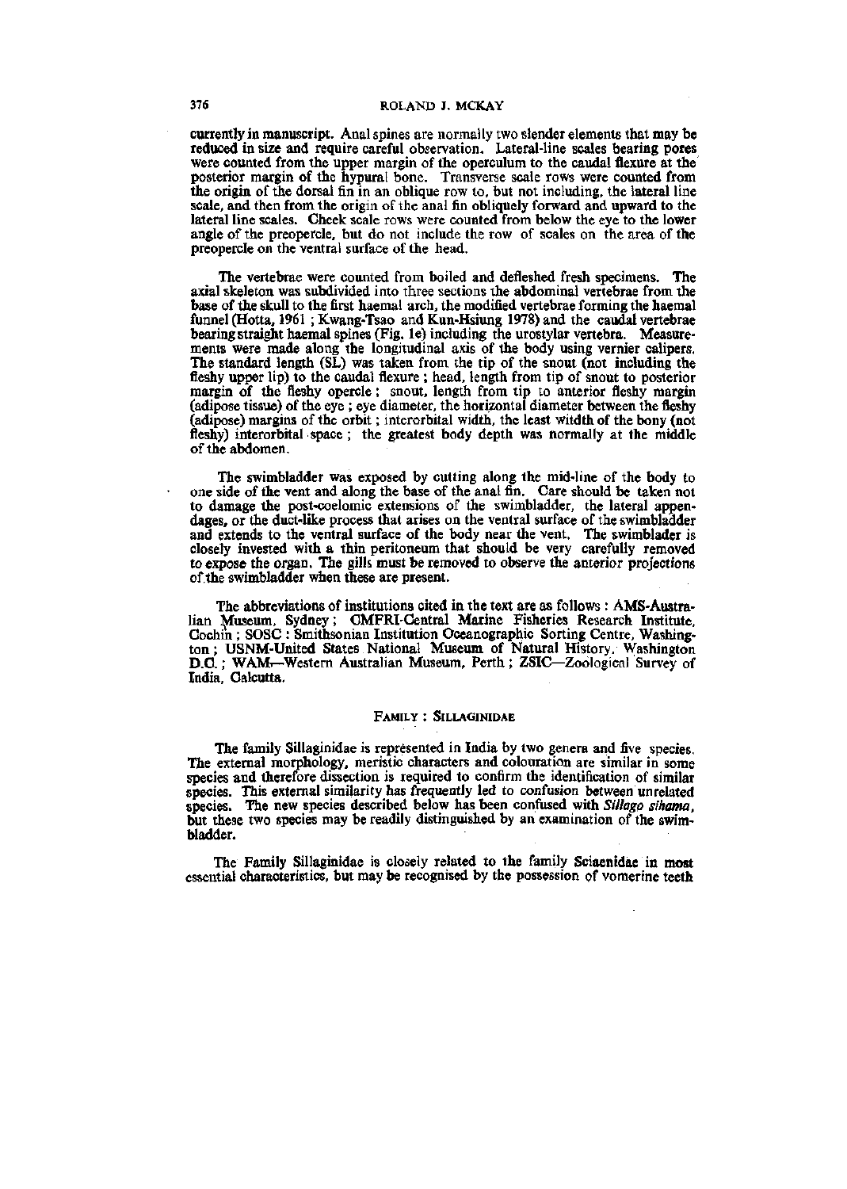currently in manuscript. Anal spines are normally two slender elements that may be reduced in size and require careful observation. Lateral-line scales bearing pores were counted from the upper margin of the operculum to the caudal flexure at the posterior margin of the hypural bone. Transverse scale rows were counted from the origin of the dorsal fin in an oblique row to, but not including, the lateral line scale, and then from the origin of the anal fin obliquely forward and upward to the lateral line scales. Cheek scale rows were counted from below the eye to the lower angle of the preopercle, but do not include the row of scales on the area of the preopercle on the ventral surface of the head.

The vertebrae were counted from boiled and defleshed fresh specimens. The axial skeleton was subdivided into three sections the abdominal vertebrae from the base of the skull to the first haemal arch, the modified vertebrae forming the haemal funnel (Hotta, 1961 ; Kwang-Tsao and Kun-Hsiung 1978) and the caudal vertebrae bearing straight haemal spines (Fig. 1e) including the urostylar vertebra. Measurements were made along the longitudinal axis of the body using vernier calipers. The standard length (SL) was taken from the tip of the snout (not including the fleshy upper lip) to the caudal flexure ; head, length from tip of snout to posterior margin of the fleshy opercle ; snout, length from tip to anterior fleshy margin (adipose tissue) of the eye ; eye diameter, the horizontal diameter between the fleshy (adipose) margins of the orbit ; interorbital width, the least witdth of the bony (not fleshy) interorbital space ; the greatest body depth was normally at the middle of the abdomen.

The swimbladder was exposed by cutting along the mid-line of the body to one side of the vent and along the base of the anal fin. Care should be taken not to damage the post-coelomic extensions of the swimbladder, the lateral appendages, or the duct-like process that arises on the ventral surface of the swimbladder and extends to the ventral surface of the body near the vent. The swimbladder is closely invested with a thin peritoneum that should be very carefully removed to expose the organ. The gills must be removed to observe the anterior projections of the swimbladder when these are present.

The abbreviations of institutions cited in the text are as follows : AMS-Australian Museum, Sydney ; CMFRI-Central Marine Fisheries Research Institute, Cochin ; SOSC : Smithsonian Institution Oceanographic Sorting Centre, Washington ; USNM-United States National Museum of Natural History, Washington D.C. ; WAM—Western Australian Museum, Perth ; ZSIC—Zoological Survey of India, Calcutta.

## Family : Sillaginidae

The family Sillaginidae is represented in India by two genera and five species. The external morphology, meristic characters and colouration are similar in some species and therefore dissection is required to confirm the identification of similar species. This external similarity has frequently led to confusion between unrelated species. The new species described below has been confused with *Sillago sihama*, but these two species may be readily distinguished by an examination of the swimbladder.

The Family Sillaginidae is closely related to the family Sciaenidae in most essential characteristics, but may be recognised by the possession of vomerine teeth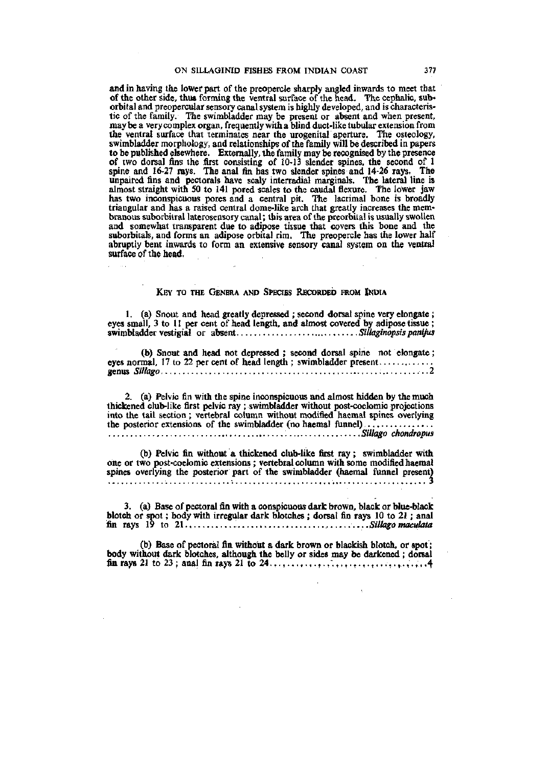and in having the lower part of the preopercle sharply angled inwards to meet that of the other side, thus forming the ventral surface of the head. The cephalic, suborbital and preopercular sensory canal system is highly developed, and is characteristic of the family. The swimbladder may be present or absent and when present, may be a very complex organ, frequently with a blind duct-like tubular extension from the ventral surface that terminates near the urogenital aperture. The osteology, swimbladder morphology, and relationships of the family will be described in papers to be published elsewhere. Externally, the family may be recognised by the presence of two dorsal fins the first consisting of 10-13 slender spines, the second of 1 spine and 16-27 rays. The anal fin has two slender spines and 14-26 rays. The unpaired fins and pectorals have scaly interradial marginals. The lateral line is almost straight with 50 to 141 pored scales to the caudal flexure. The lower jaw has two inconspicuous pores and a central pit. The lacrimal bone is broadly triangular and has a raised central dome-like arch that greatly increases the membranous suborbitral laterosensory canal; this area of the preorbital is usually swollen and somewhat transparent due to adipose tissue that covers this bone and the suborbitals, and forms an adipose orbital rim. The preopercle has the lower half abruptly bent inwards to form an extensive sensory canal system on the ventral surface of the head.

## KEY TO THE GENERA AND SPECIES RECORDED FROM INDIA

1\. (a) Snout and head greatly depressed; second dorsal spine very elongate; eyes small, 3 to 11 per cent of head length, and almost covered by adipose tissue; swimbladder vestigial or absent.............................. *Sillaginopsis panijus*

(b) Snout and head not depressed; second dorsal spine not elongate; eyes normal, 17 to 22 per cent of head length; swimbladder present.............. genus *Sillago*.......................................................................2

2\. (a) Pelvic fin with the spine inconspicuous and almost hidden by the much thickened club-like first pelvic ray; swimbladder without post-coelomic projections into the tail section; vertebral column without modified haemal spines overlying the posterior extensions of the swimbladder (no haemal funnel) ............... ......................................................................... *Sillago chondropus*

(b) Pelvic fin without a thickened club-like first ray; swimbladder with one or two post-coelomic extensions; vertebral column with some modified haemal spines overlying the posterior part of the swimbladder (haemal funnel present) ......................................................................................... 3

3\. (a) Base of pectoral fin with a conspicuous dark brown, black or blue-black blotch or spot; body with irregular dark blotches; dorsal fin rays 10 to 21; anal fin rays 19 to 21.............................................. *Sillago maculata*

(b) Base of pectoral fin without a dark brown or blackish blotch, or spot; body without dark blotches, although the belly or sides may be darkened; dorsal fin rays 21 to 23; anal fin rays 21 to 24........................................4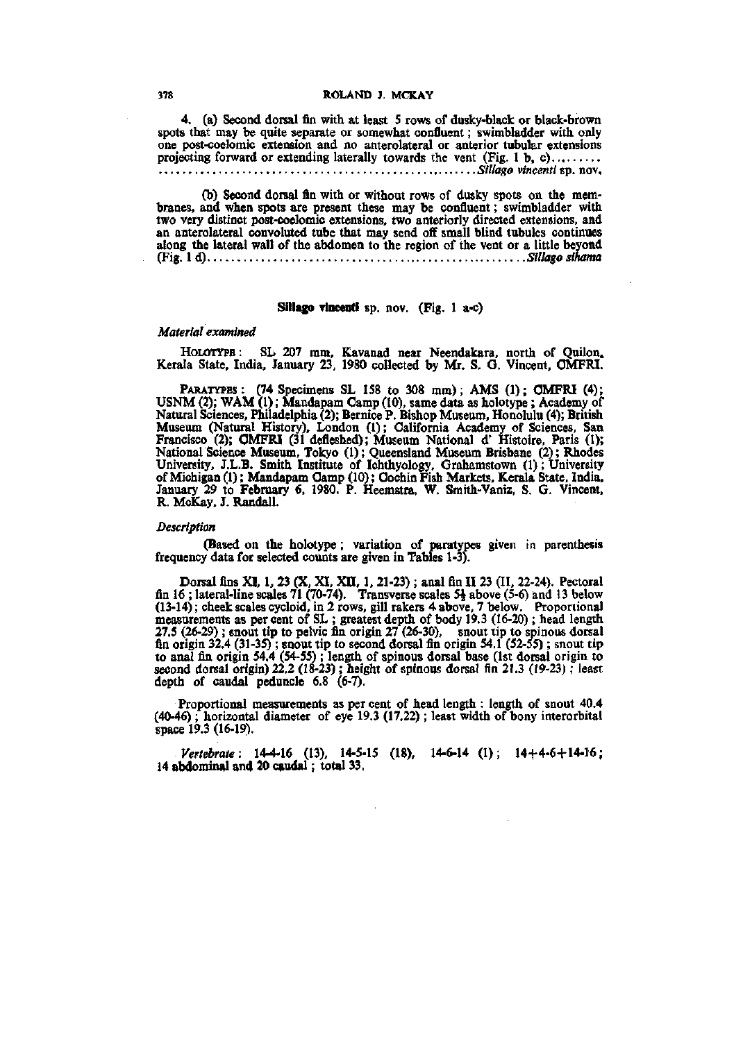4. (a) Second dorsal fin with at least 5 rows of dusky-black or black-brown spots that may be quite separate or somewhat confluent; swimbladder with only one post-coelomic extension and no anterolateral or anterior tubular extensions projecting forward or extending laterally towards the vent (Fig. 1 b, c)........ .......................................................*Sillago vincenti* sp. nov.

(b) Second dorsal fin with or without rows of dusky spots on the membranes, and when spots are present these may be confluent; swimbladder with two very distinct post-coelomic extensions, two anteriorly directed extensions, and an anterolateral convoluted tube that may send off small blind tubules continues along the lateral wall of the abdomen to the region of the vent or a little beyond (Fig. 1 d).......................................................*Sillago sihama*

## *Sillago vincenti* sp. nov. (Fig. 1 a-c)

### *Material examined*

HOLOTYPE: SL 207 mm, Kavanad near Neendakara, north of Quilon, Kerala State, India, January 23, 1980 collected by Mr. S. G. Vincent, CMFRI.

PARATYPES: (74 Specimens SL 158 to 308 mm); AMS (1); CMFRI (4); USNM (2); WAM (1); Mandapam Camp (10), same data as holotype; Academy of Natural Sciences, Philadelphia (2); Bernice P. Bishop Museum, Honolulu (4); British Museum (Natural History), London (1); California Academy of Sciences, San Francisco (2); CMFRI (31 defleshed); Museum National d' Histoire, Paris (1); National Science Museum, Tokyo (1); Queensland Museum Brisbane (2); Rhodes University, J.L.B. Smith Institute of Ichthyology, Grahamstown (1); University of Michigan (1); Mandapam Camp (10); Cochin Fish Markets, Kerala State, India, January 29 to February 6, 1980. P. Heemstra, W. Smith-Vaniz, S. G. Vincent, R. McKay, J. Randall.

### *Description*

(Based on the holotype; variation of paratypes given in parenthesis frequency data for selected counts are given in Tables 1-3).

Dorsal fins XI, 1, 23 (X, XI, XII, 1, 21-23); anal fin II 23 (II, 22-24). Pectoral fin 16; lateral-line scales 71 (70-74). Transverse scales 5½ above (5-6) and 13 below (13-14); cheek scales cycloid, in 2 rows, gill rakers 4 above, 7 below. Proportional measurements as per cent of SL; greatest depth of body 19.3 (16-20); head length 27.5 (26-29); snout tip to pelvic fin origin 27 (26-30), snout tip to spinous dorsal fin origin 32.4 (31-35); snout tip to second dorsal fin origin 54.1 (52-55); snout tip to anal fin origin 54.4 (54-55); length of spinous dorsal base (1st dorsal origin to second dorsal origin) 22.2 (18-23); height of spinous dorsal fin 21.3 (19-23); least depth of caudal peduncle 6.8 (6-7).

Proportional measurements as per cent of head length: length of snout 40.4 (40-46); horizontal diameter of eye 19.3 (17.22); least width of bony interorbital space 19.3 (16-19).

*Vertebrae*: 14-4-16 (13), 14-5-15 (18), 14-6-14 (1); 14+4-6+14-16; 14 abdominal and 20 caudal; total 33.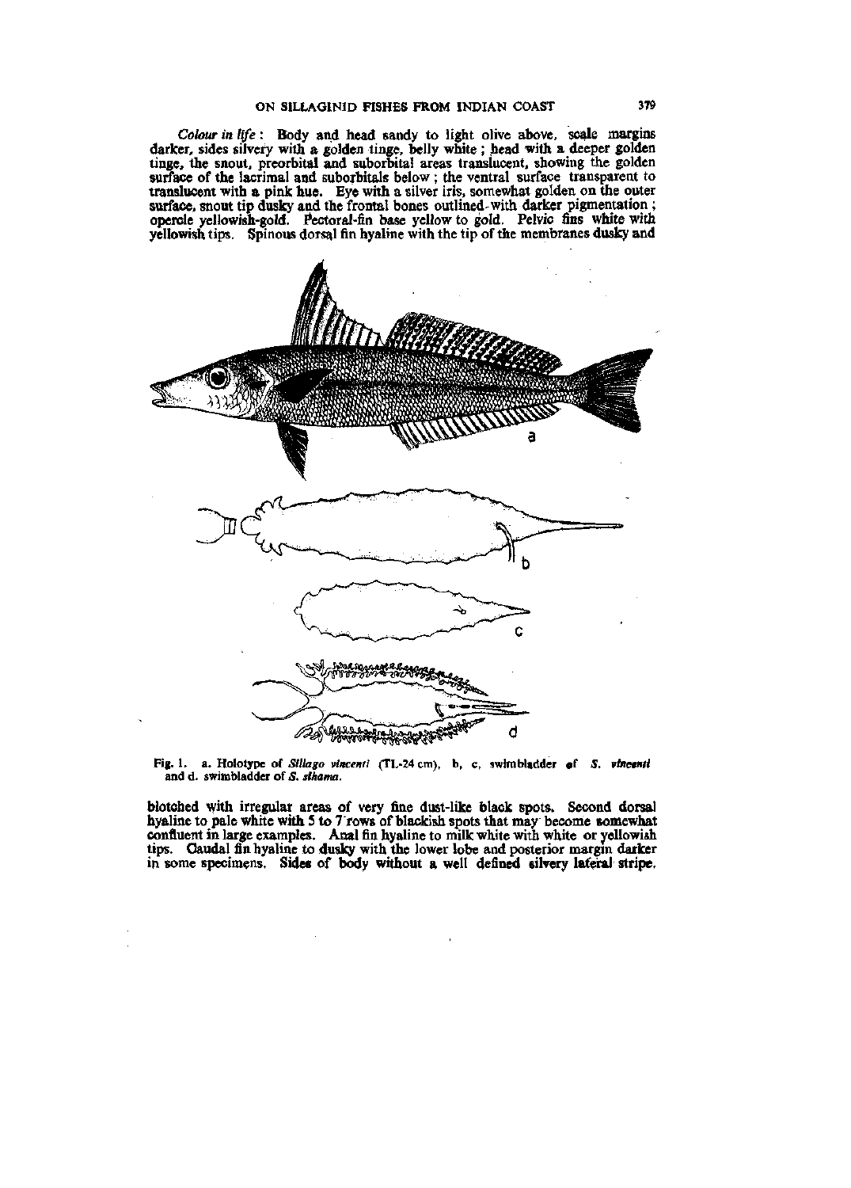*Colour in life* : Body and head sandy to light olive above, scale margins darker, sides silvery with a golden tinge, belly white ; head with a deeper golden tinge, the snout, preorbital and suborbital areas translucent, showing the golden surface of the lacrimal and suborbitals below ; the ventral surface transparent to translucent with a pink hue. Eye with a silver iris, somewhat golden on the outer surface, snout tip dusky and the frontal bones outlined with darker pigmentation ; opercle yellowish-gold. Pectoral-fin base yellow to gold. Pelvic fins white with yellowish tips. Spinous dorsal fin hyaline with the tip of the membranes dusky and

Fig. 1. a. Holotype of *Sillago vincenti* (TL-24 cm), b, c, swimbladder of *S. vincenti* and d. swimbladder of *S. sihama*.

blotched with irregular areas of very fine dust-like black spots. Second dorsal hyaline to pale white with 5 to 7 rows of blackish spots that may become somewhat confluent in large examples. Anal fin hyaline to milk white with white or yellowish tips. Caudal fin hyaline to dusky with the lower lobe and posterior margin darker in some specimens. Sides of body without a well defined silvery lateral stripe.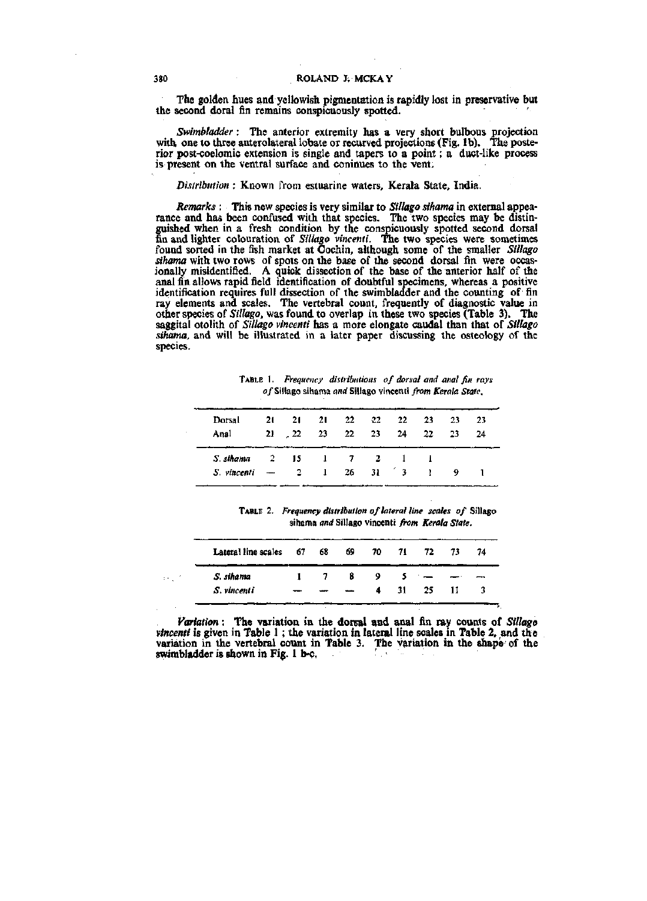The golden hues and yellowish pigmentation is rapidly lost in preservative but the second doral fin remains conspicuously spotted.

*Swimbladder* : The anterior extremity has a very short bulbous projection with one to three anterolateral lobate or recurved projections (Fig. 1b). The posterior post-coelomic extension is single and tapers to a point ; a duct-like process is present on the ventral surface and coninues to the vent.

*Distribution* : Known from estuarine waters, Kerala State, India.

*Remarks* : This new species is very similar to *Sillago sihama* in external appearance and has been confused with that species. The two species may be distinguished when in a fresh condition by the conspicuously spotted second dorsal fin and lighter colouration of *Sillago vincenti*. The two species were sometimes found sorted in the fish market at Cochin, although some of the smaller *Sillago sihama* with two rows of spots on the base of the second dorsal fin were occasionally misidentified. A quick dissection of the base of the anterior half of the anal fin allows rapid field identification of doubtful specimens, whereas a positive identification requires full dissection of the swimbladder and the counting of fin ray elements and scales. The vertebral count, frequently of diagnostic value in other species of *Sillago*, was found to overlap in these two species (Table 3). The saggital otolith of *Sillago vincenti* has a more elongate caudal than that of *Sillago sihama*, and will be illustrated in a later paper discussing the osteology of the species.

TABLE 1. *Frequency distributions of dorsal and anal fin rays of* Sillago sihama *and* Sillago vincenti *from Kerala State.*

| Dorsal | 21 | 21 | 21 | 22 | 22 | 22 | 23 | 23 | 23 |
|---|---|---|---|---|---|---|---|---|---|
| Anal | 21 | 22 | 23 | 22 | 23 | 24 | 22 | 23 | 24 |
| *S. sihama* | 2 | 15 | 1 | 7 | 2 | 1 | 1 | | |
| *S. vincenti* | — | 2 | 1 | 26 | 31 | 3 | 1 | 9 | 1 |

TABLE 2. *Frequency distribution of lateral line scales of* Sillago sihama *and* Sillago vincenti *from Kerala State.*

| Lateral line scales | 67 | 68 | 69 | 70 | 71 | 72 | 73 | 74 |
|---|---|---|---|---|---|---|---|---|
| *S. sihama* | 1 | 7 | 8 | 9 | 5 | — | — | — |
| *S. vincenti* | — | — | — | 4 | 31 | 25 | 11 | 3 |

*Variation* : The variation in the dorsal and anal fin ray counts of *Sillago vincenti* is given in Table 1 ; the variation in lateral line scales in Table 2, and the variation in the vertebral count in Table 3. The variation in the shape of the swimbladder is shown in Fig. 1 b-c.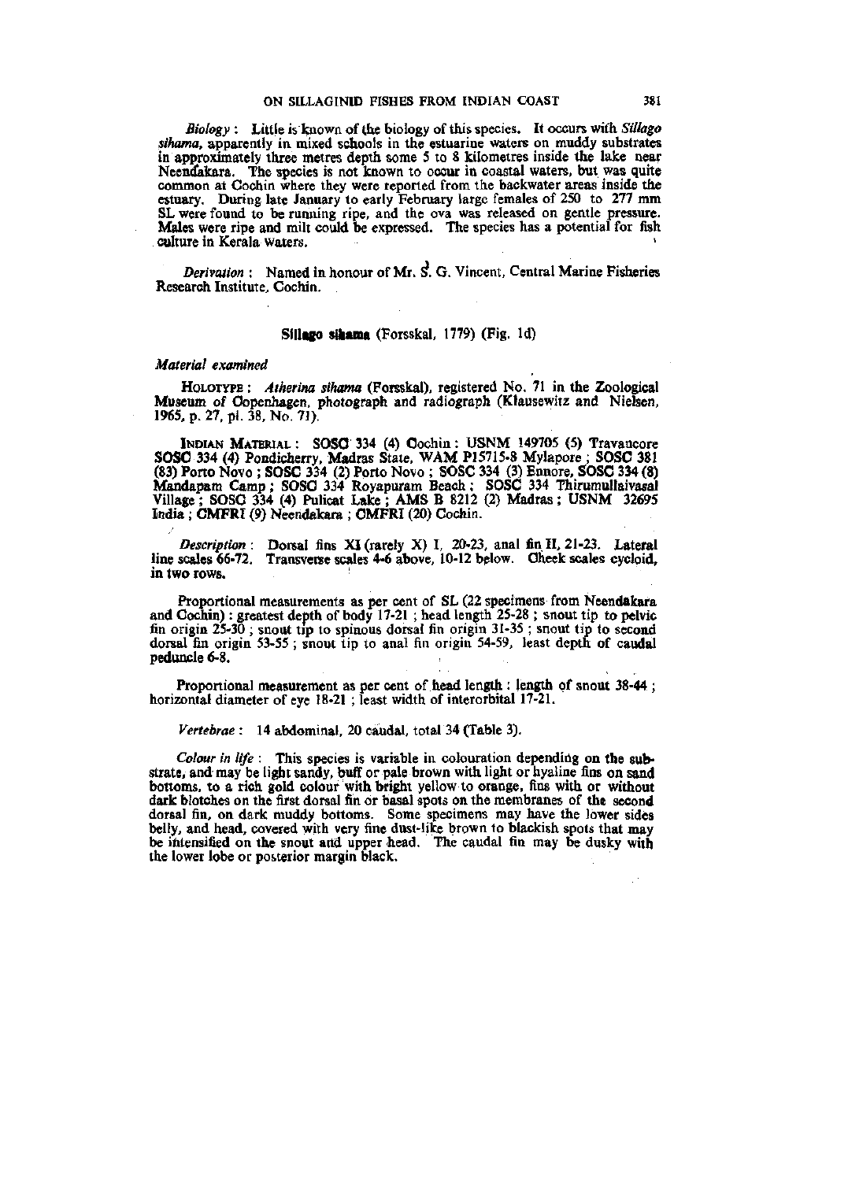*Biology* : Little is known of the biology of this species. It occurs with *Sillago sihama*, apparently in mixed schools in the estuarine waters on muddy substrates in approximately three metres depth some 5 to 8 kilometres inside the lake near Neendakara. The species is not known to occur in coastal waters, but was quite common at Cochin where they were reported from the backwater areas inside the estuary. During late January to early February large females of 250 to 277 mm SL were found to be running ripe, and the ova was released on gentle pressure. Males were ripe and milt could be expressed. The species has a potential for fish culture in Kerala waters.

*Derivation* : Named in honour of Mr. S. G. Vincent, Central Marine Fisheries Research Institute, Cochin.

### **Sillago sihama** (Forsskal, 1779) (Fig. 1d)

*Material examined*

HOLOTYPE : *Atherina sihama* (Forsskal), registered No. 71 in the Zoological Museum of Copenhagen, photograph and radiograph (Klausewitz and Nielsen, 1965, p. 27, pl. 38, No. 71).

INDIAN MATERIAL : SOSC 334 (4) Cochin : USNM 149705 (5) Travancore SOSC 334 (4) Pondicherry, Madras State, WAM P15715-8 Mylapore ; SOSC 381 (83) Porto Novo ; SOSC 334 (2) Porto Novo ; SOSC 334 (3) Ennore, SOSC 334 (8) Mandapam Camp ; SOSC 334 Royapuram Beach ; SOSC 334 Thirumullaivasal Village ; SOSC 334 (4) Pulicat Lake ; AMS B 8212 (2) Madras ; USNM 32695 India ; CMFRI (9) Neendakara ; CMFRI (20) Cochin.

*Description* : Dorsal fins XI (rarely X) I, 20-23, anal fin II, 21-23. Lateral line scales 66-72. Transverse scales 4-6 above, 10-12 below. Cheek scales cycloid, in two rows.

Proportional measurements as per cent of SL (22 specimens from Neendakara and Cochin) : greatest depth of body 17-21 ; head length 25-28 ; snout tip to pelvic fin origin 25-30 ; snout tip to spinous dorsal fin origin 31-35 ; snout tip to second dorsal fin origin 53-55 ; snout tip to anal fin origin 54-59, least depth of caudal peduncle 6-8.

Proportional measurement as per cent of head length : length of snout 38-44 ; horizontal diameter of eye 18-21 ; least width of interorbital 17-21.

*Vertebrae* : 14 abdominal, 20 caudal, total 34 (Table 3).

*Colour in life* : This species is variable in colouration depending on the substrate, and may be light sandy, buff or pale brown with light or hyaline fins on sand bottoms, to a rich gold colour with bright yellow to orange, fins with or without dark blotches on the first dorsal fin or basal spots on the membranes of the second dorsal fin, on dark muddy bottoms. Some specimens may have the lower sides belly, and head, covered with very fine dust-like brown to blackish spots that may be intensified on the snout and upper head. The caudal fin may be dusky with the lower lobe or posterior margin black.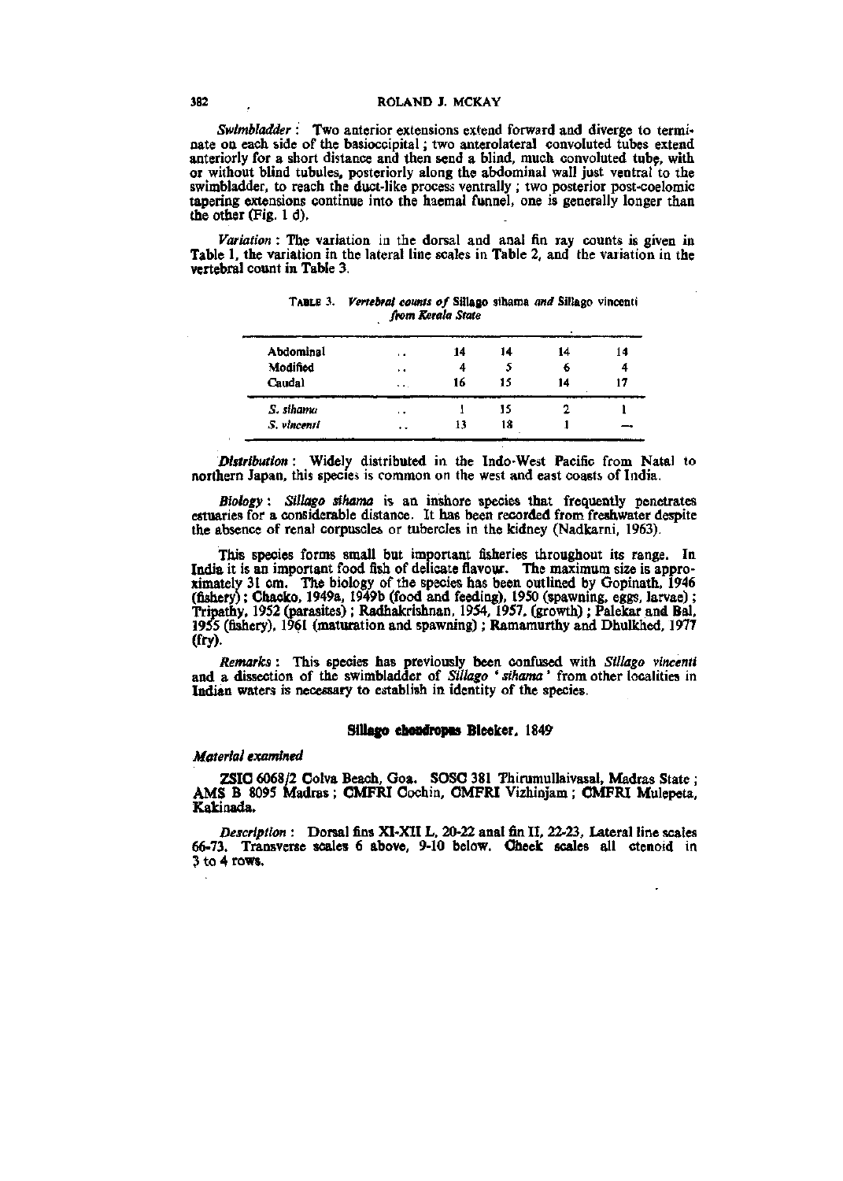*Swimbladder* : Two anterior extensions extend forward and diverge to terminate on each side of the basioccipital ; two anterolateral convoluted tubes extend anteriorly for a short distance and then send a blind, much convoluted tube, with or without blind tubules, posteriorly along the abdominal wall just ventral to the swimbladder, to reach the duct-like process ventrally ; two posterior post-coelomic tapering extensions continue into the haemal funnel, one is generally longer than the other (Fig. 1 d).

*Variation* : The variation in the dorsal and anal fin ray counts is given in Table 1, the variation in the lateral line scales in Table 2, and the variation in the vertebral count in Table 3.

TABLE 3. *Vertebral counts of* Sillago sihama *and* Sillago vincenti *from Kerala State*

| | | | | | |
|---|---|---|---|---|---|
| Abdominal | .. | 14 | 14 | 14 | 14 |
| Modified | .. | 4 | 5 | 6 | 4 |
| Caudal | .. | 16 | 15 | 14 | 17 |
| *S. sihama* | .. | 1 | 15 | 2 | 1 |
| *S. vincenti* | .. | 13 | 18 | 1 | — |

*Distribution* : Widely distributed in the Indo-West Pacific from Natal to northern Japan, this species is common on the west and east coasts of India.

*Biology* : *Sillago sihama* is an inshore species that frequently penetrates estuaries for a considerable distance. It has been recorded from freshwater despite the absence of renal corpuscles or tubercles in the kidney (Nadkarni, 1963).

This species forms small but important fisheries throughout its range. In India it is an important food fish of delicate flavour. The maximum size is approximately 31 cm. The biology of the species has been outlined by Gopinath, 1946 (fishery) ; Chacko, 1949a, 1949b (food and feeding), 1950 (spawning, eggs, larvae) ; Tripathy, 1952 (parasites) ; Radhakrishnan, 1954, 1957, (growth) ; Palekar and Bal, 1955 (fishery), 1961 (maturation and spawning) ; Ramamurthy and Dhulkhed, 1977 (fry).

*Remarks* : This species has previously been confused with *Sillago vincenti* and a dissection of the swimbladder of *Sillago* '*sihama*' from other localities in Indian waters is necessary to establish in identity of the species.

## Sillago chondropus Bleeker, 1849

*Material examined*

ZSIC 6068/2 Colva Beach, Goa. SOSC 381 Thirumullaivasal, Madras State ; AMS B 8095 Madras ; CMFRI Cochin, CMFRI Vizhinjam ; CMFRI Mulepeta, Kakinada.

*Description* : Dorsal fins XI-XII I, 20-22 anal fin II, 22-23, Lateral line scales 66-73. Transverse scales 6 above, 9-10 below. Cheek scales all ctenoid in 3 to 4 rows.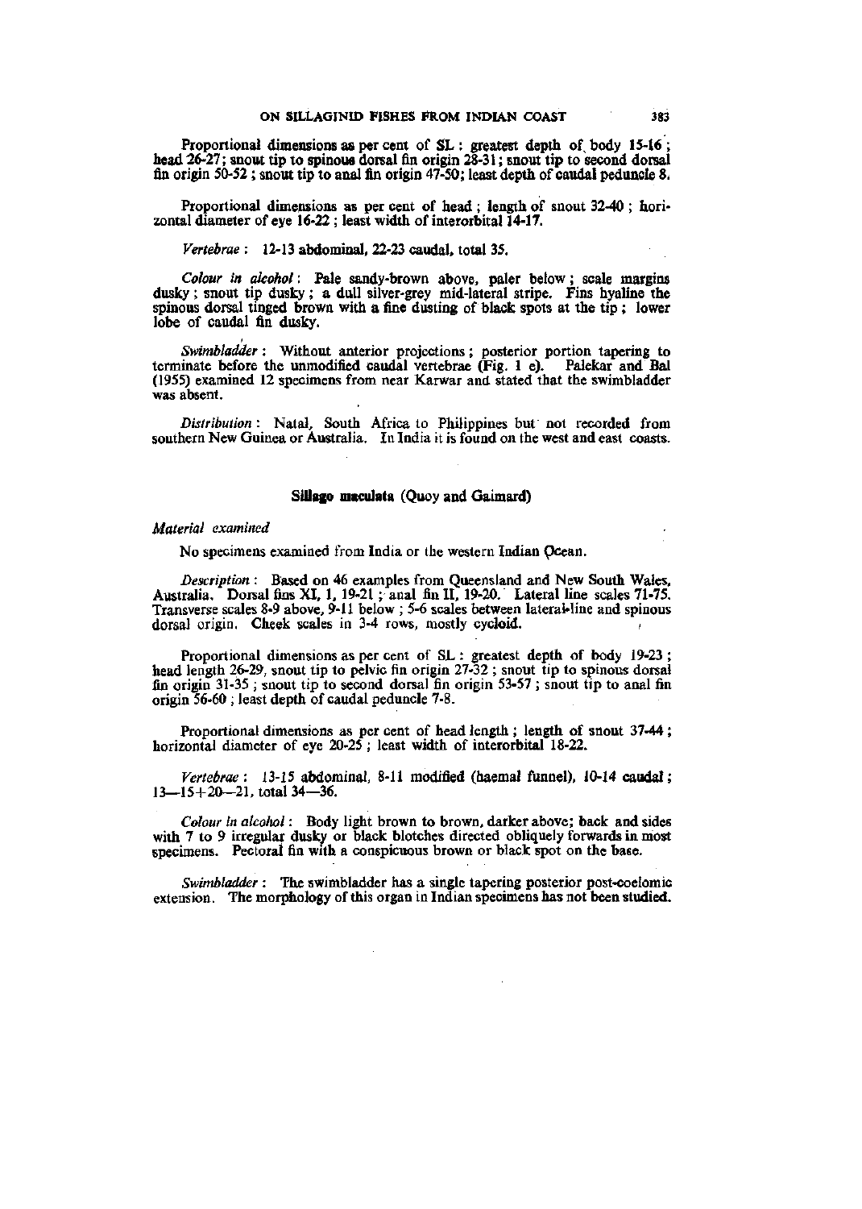Proportional dimensions as per cent of SL : greatest depth of body 15-16 ; head 26-27 ; snout tip to spinous dorsal fin origin 28-31 ; snout tip to second dorsal fin origin 50-52 ; snout tip to anal fin origin 47-50 ; least depth of caudal peduncle 8.

Proportional dimensions as per cent of head ; length of snout 32-40 ; horizontal diameter of eye 16-22 ; least width of interorbital 14-17.

*Vertebrae* : 12-13 abdominal, 22-23 caudal, total 35.

*Colour in alcohol* : Pale sandy-brown above, paler below ; scale margins dusky ; snout tip dusky ; a dull silver-grey mid-lateral stripe. Fins hyaline the spinous dorsal tinged brown with a fine dusting of black spots at the tip ; lower lobe of caudal fin dusky.

*Swimbladder* : Without anterior projections ; posterior portion tapering to terminate before the unmodified caudal vertebrae (Fig. 1 e). Palekar and Bal (1955) examined 12 specimens from near Karwar and stated that the swimbladder was absent.

*Distribution* : Natal, South Africa to Philippines but not recorded from southern New Guinea or Australia. In India it is found on the west and east coasts.

### Sillago maculata (Quoy and Gaimard)

*Material examined*

No specimens examined from India or the western Indian Ocean.

*Description* : Based on 46 examples from Queensland and New South Wales, Australia. Dorsal fins XI, 1, 19-21 ; anal fin II, 19-20. Lateral line scales 71-75. Transverse scales 8-9 above, 9-11 below ; 5-6 scales between lateral-line and spinous dorsal origin. Cheek scales in 3-4 rows, mostly cycloid.

Proportional dimensions as per cent of SL : greatest depth of body 19-23 ; head length 26-29, snout tip to pelvic fin origin 27-32 ; snout tip to spinous dorsal fin origin 31-35 ; snout tip to second dorsal fin origin 53-57 ; snout tip to anal fin origin 56-60 ; least depth of caudal peduncle 7-8.

Proportional dimensions as per cent of head length ; length of snout 37-44 ; horizontal diameter of eye 20-25 ; least width of interorbital 18-22.

*Vertebrae* : 13-15 abdominal, 8-11 modified (haemal funnel), 10-14 caudal ; 13—15+20—21, total 34—36.

*Colour in alcohol* : Body light brown to brown, darker above; back and sides with 7 to 9 irregular dusky or black blotches directed obliquely forwards in most specimens. Pectoral fin with a conspicuous brown or black spot on the base.

*Swimbladder* : The swimbladder has a single tapering posterior post-coelomic extension. The morphology of this organ in Indian specimens has not been studied.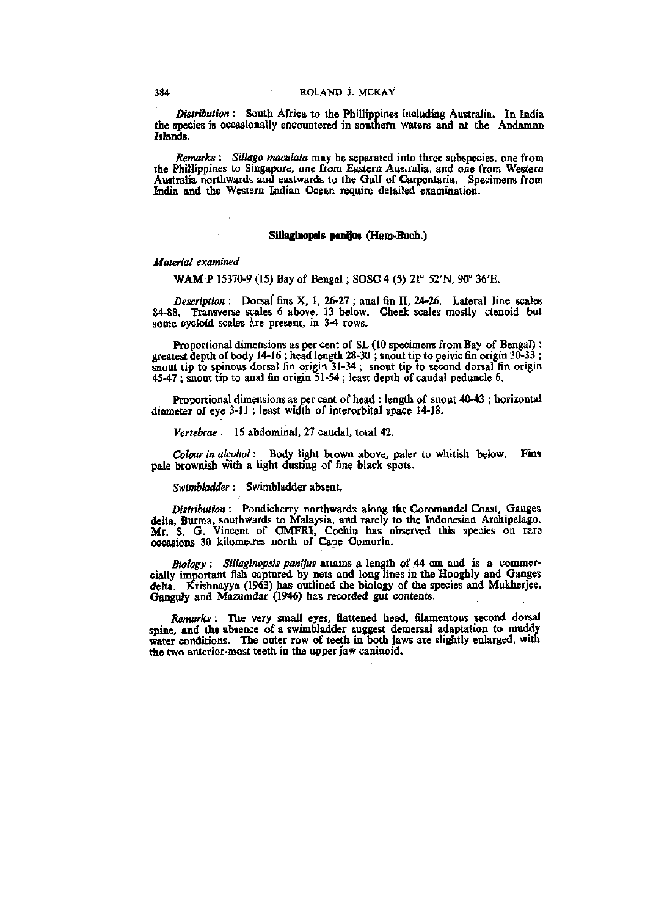*Distribution* : South Africa to the Phillippines including Australia. In India the species is occasionally encountered in southern waters and at the Andaman Islands.

*Remarks* : *Sillago maculata* may be separated into three subspecies, one from the Phillippines to Singapore, one from Eastern Australia, and one from Western Australia northwards and eastwards to the Gulf of Carpentaria. Specimens from India and the Western Indian Ocean require detailed examination.

### **Sillaginopsis panijus (Ham-Buch.)**

*Material examined*

WAM P 15370-9 (15) Bay of Bengal ; SOSC 4 (5) 21° 52′N, 90° 36′E.

*Description* : Dorsal fins X, 1, 26-27 ; anal fin II, 24-26. Lateral line scales 84-88. Transverse scales 6 above, 13 below. Cheek scales mostly ctenoid but some cycloid scales are present, in 3-4 rows.

Proportional dimensions as per cent of SL (10 specimens from Bay of Bengal) : greatest depth of body 14-16 ; head length 28-30 ; snout tip to pelvic fin origin 30-33 ; snout tip to spinous dorsal fin origin 31-34 ; snout tip to second dorsal fin origin 45-47 ; snout tip to anal fin origin 51-54 ; least depth of caudal peduncle 6.

Proportional dimensions as per cent of head : length of snout 40-43 ; horizontal diameter of eye 3-11 ; least width of interorbital space 14-18.

*Vertebrae* : 15 abdominal, 27 caudal, total 42.

*Colour in alcohol* : Body light brown above, paler to whitish below. Fins pale brownish with a light dusting of fine black spots.

*Swimbladder* : Swimbladder absent.

*Distribution* : Pondicherry northwards along the Coromandel Coast, Ganges delta, Burma, southwards to Malaysia, and rarely to the Indonesian Archipelago. Mr. S. G. Vincent of CMFRI, Cochin has observed this species on rare occasions 30 kilometres north of Cape Comorin.

*Biology* : *Sillaginopsis panijus* attains a length of 44 cm and is a commercially important fish captured by nets and long lines in the Hooghly and Ganges delta. Krishnayya (1963) has outlined the biology of the species and Mukherjee, Ganguly and Mazumdar (1946) has recorded gut contents.

*Remarks* : The very small eyes, flattened head, filamentous second dorsal spine, and the absence of a swimbladder suggest demersal adaptation to muddy water conditions. The outer row of teeth in both jaws are slightly enlarged, with the two anterior-most teeth in the upper jaw caninoid.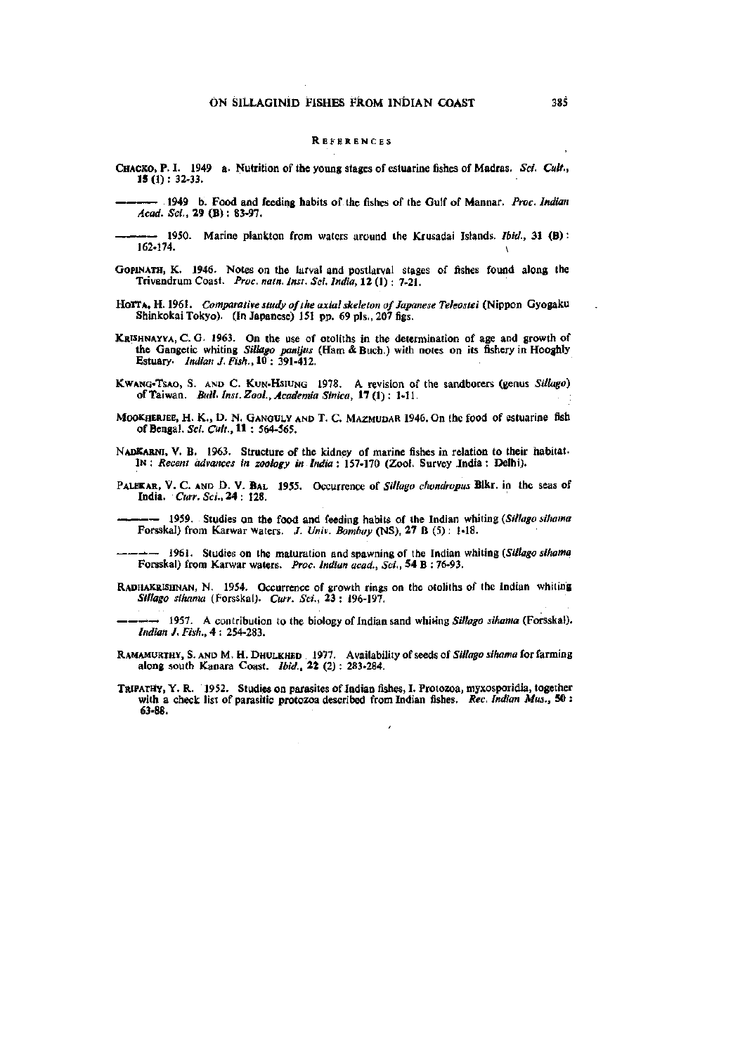## REFERENCES

CHACKO, P. I. 1949 a. Nutrition of the young stages of estuarine fishes of Madras. *Sci. Cult.*, **15** (1) : 32-33.

——— 1949 b. Food and feeding habits of the fishes of the Gulf of Mannar. *Proc. Indian Acad. Sci.*, **29** (B) : 83-97.

——— 1950. Marine plankton from waters around the Krusadai Islands. *Ibid.*, **31** (B) : 162-174.

GOPINATH, K. 1946. Notes on the larval and postlarval stages of fishes found along the Trivendrum Coast. *Proc. natn. Inst. Sci. India*, **12** (1) : 7-21.

HOTTA, H. 1961. *Comparative study of the axial skeleton of Japanese Teleostei* (Nippon Gyogaku Shinkokai Tokyo). (In Japanese) 151 pp. 69 pls., 207 figs.

KRISHNAYYA, C. G. 1963. On the use of otoliths in the determination of age and growth of the Gangetic whiting *Sillago panijus* (Ham & Buch.) with notes on its fishery in Hooghly Estuary. *Indian J. Fish.*, **10** : 391-412.

KWANG-TSAO, S. AND C. KUN-HSIUNG 1978. A revision of the sandborers (genus *Sillago*) of Taiwan. *Bull. Inst. Zool., Academia Sinica*, **17** (1) : 1-11.

MOOKHERJEE, H. K., D. N. GANGULY AND T. C. MAZMUDAR 1946. On the food of estuarine fish of Bengal. *Sci. Cult.*, **11** : 564-565.

NADKARNI, V. B. 1963. Structure of the kidney of marine fishes in relation to their habitat. IN : *Recent advances in zoology in India* : 157-170 (Zool. Survey India : Delhi).

PALEKAR, V. C. AND D. V. BAL 1955. Occurrence of *Sillago chondropus* Blkr. in the seas of India. *Curr. Sci.*, **24** : 128.

——— 1959. Studies on the food and feeding habits of the Indian whiting (*Sillago sihama* Forsskal) from Karwar waters. *J. Univ. Bombay* (NS), **27** B (5) : 1-18.

——— 1961. Studies on the maturation and spawning of the Indian whiting (*Sillago sihama* Forsskal) from Karwar waters. *Proc. Indian acad., Sci.*, **54** B : 76-93.

RADHAKRISHNAN, N. 1954. Occurrence of growth rings on the otoliths of the Indian whiting *Sillago sihama* (Forsskal). *Curr. Sci.*, **23** : 196-197.

——— 1957. A contribution to the biology of Indian sand whiting *Sillago sihama* (Forsskal). *Indian J. Fish.*, **4** : 254-283.

RAMAMURTHY, S. AND M. H. DHULKHED 1977. Availability of seeds of *Sillago sihama* for farming along south Kanara Coast. *Ibid.*, **22** (2) : 283-284.

TRIPATHY, Y. R. 1952. Studies on parasites of Indian fishes, I. Protozoa, myxosporidia, together with a check list of parasitic protozoa described from Indian fishes. *Rec. Indian Mus.*, **50** : 63-88.